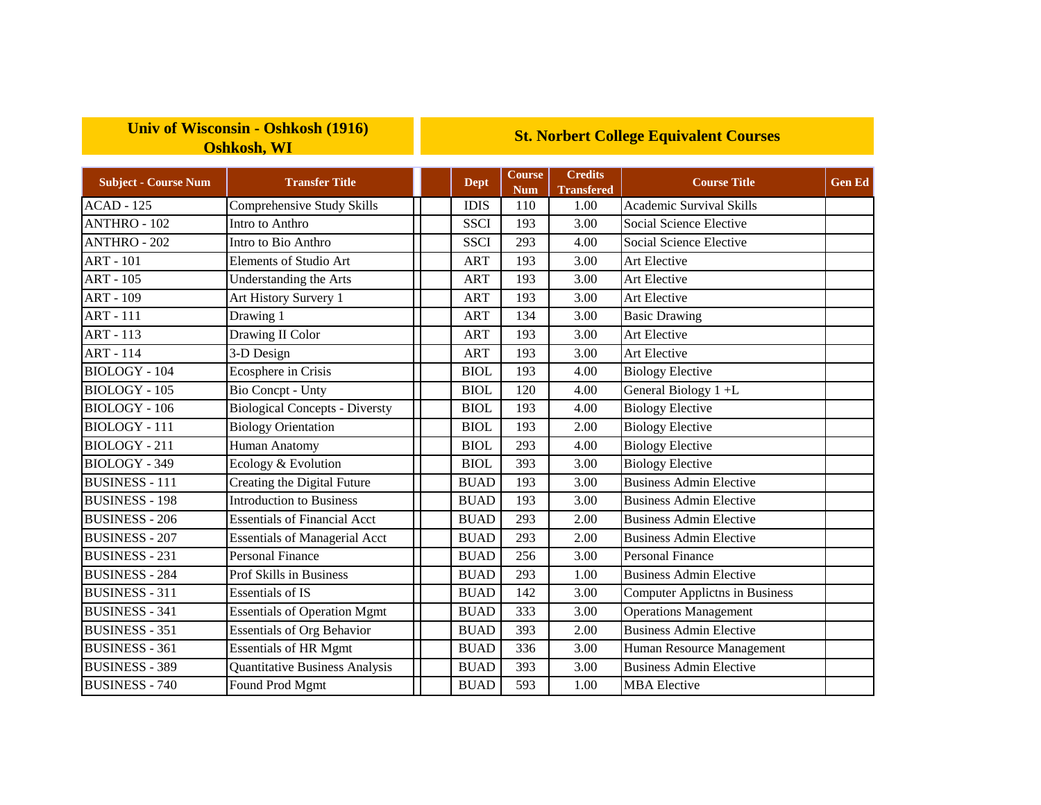| Univ of Wisconsin - Oshkosh (1916) Oshkosh, WI | | | St. Norbert College Equivalent Courses | | | | |
|---|---|---|---|---|---|---|---|
| **Subject - Course Num** | **Transfer Title** | | **Dept** | **Course Num** | **Credits Transfered** | **Course Title** | **Gen Ed** |
| ACAD - 125 | Comprehensive Study Skills | | IDIS | 110 | 1.00 | Academic Survival Skills | |
| ANTHRO - 102 | Intro to Anthro | | SSCI | 193 | 3.00 | Social Science Elective | |
| ANTHRO - 202 | Intro to Bio Anthro | | SSCI | 293 | 4.00 | Social Science Elective | |
| ART - 101 | Elements of Studio Art | | ART | 193 | 3.00 | Art Elective | |
| ART - 105 | Understanding the Arts | | ART | 193 | 3.00 | Art Elective | |
| ART - 109 | Art History Survery 1 | | ART | 193 | 3.00 | Art Elective | |
| ART - 111 | Drawing 1 | | ART | 134 | 3.00 | Basic Drawing | |
| ART - 113 | Drawing II Color | | ART | 193 | 3.00 | Art Elective | |
| ART - 114 | 3-D Design | | ART | 193 | 3.00 | Art Elective | |
| BIOLOGY - 104 | Ecosphere in Crisis | | BIOL | 193 | 4.00 | Biology Elective | |
| BIOLOGY - 105 | Bio Concpt - Unty | | BIOL | 120 | 4.00 | General Biology 1 +L | |
| BIOLOGY - 106 | Biological Concepts - Diversty | | BIOL | 193 | 4.00 | Biology Elective | |
| BIOLOGY - 111 | Biology Orientation | | BIOL | 193 | 2.00 | Biology Elective | |
| BIOLOGY - 211 | Human Anatomy | | BIOL | 293 | 4.00 | Biology Elective | |
| BIOLOGY - 349 | Ecology & Evolution | | BIOL | 393 | 3.00 | Biology Elective | |
| BUSINESS - 111 | Creating the Digital Future | | BUAD | 193 | 3.00 | Business Admin Elective | |
| BUSINESS - 198 | Introduction to Business | | BUAD | 193 | 3.00 | Business Admin Elective | |
| BUSINESS - 206 | Essentials of Financial Acct | | BUAD | 293 | 2.00 | Business Admin Elective | |
| BUSINESS - 207 | Essentials of Managerial Acct | | BUAD | 293 | 2.00 | Business Admin Elective | |
| BUSINESS - 231 | Personal Finance | | BUAD | 256 | 3.00 | Personal Finance | |
| BUSINESS - 284 | Prof Skills in Business | | BUAD | 293 | 1.00 | Business Admin Elective | |
| BUSINESS - 311 | Essentials of IS | | BUAD | 142 | 3.00 | Computer Applictns in Business | |
| BUSINESS - 341 | Essentials of Operation Mgmt | | BUAD | 333 | 3.00 | Operations Management | |
| BUSINESS - 351 | Essentials of Org Behavior | | BUAD | 393 | 2.00 | Business Admin Elective | |
| BUSINESS - 361 | Essentials of HR Mgmt | | BUAD | 336 | 3.00 | Human Resource Management | |
| BUSINESS - 389 | Quantitative Business Analysis | | BUAD | 393 | 3.00 | Business Admin Elective | |
| BUSINESS - 740 | Found Prod Mgmt | | BUAD | 593 | 1.00 | MBA Elective | |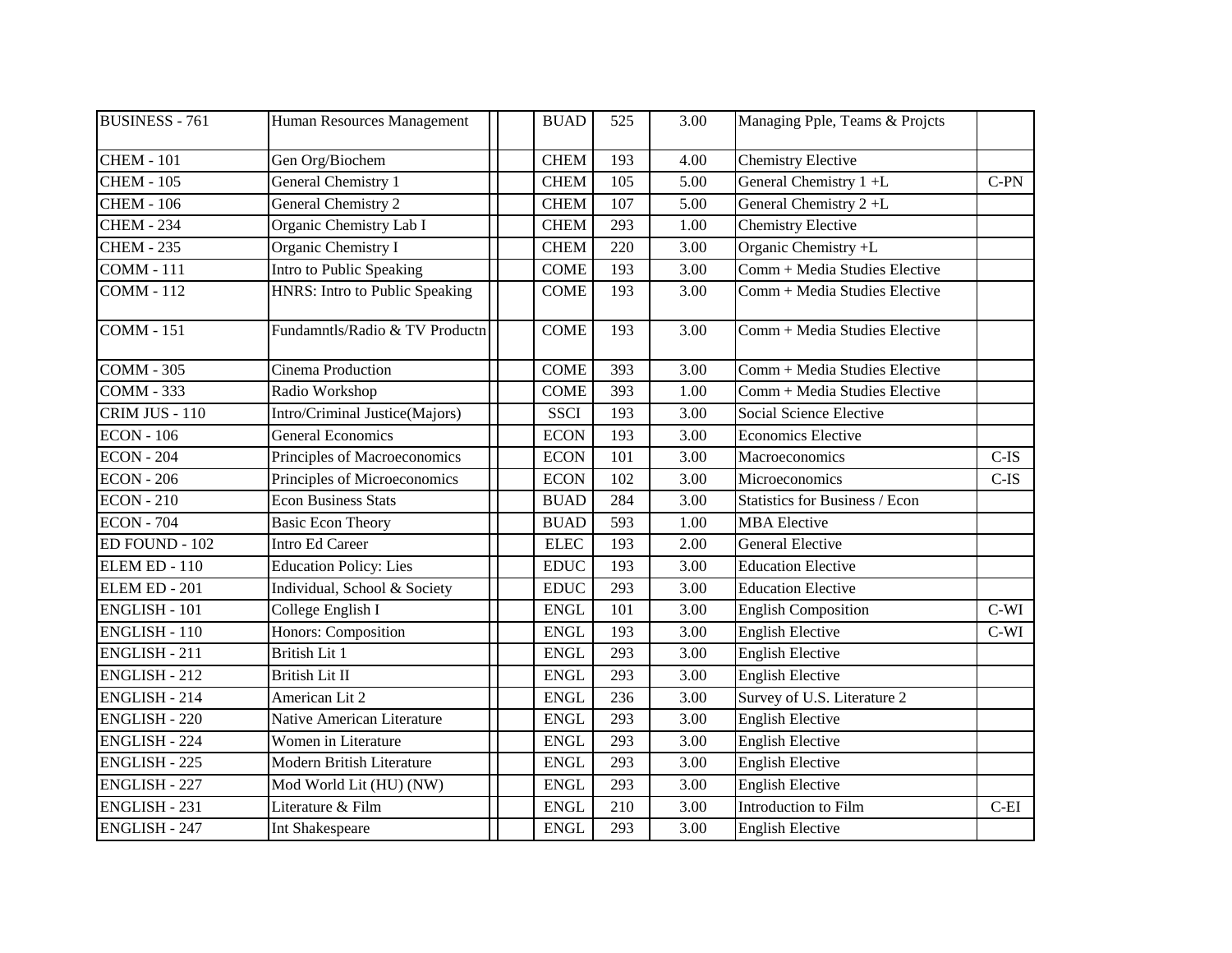| BUSINESS - 761 | Human Resources Management | | | BUAD | 525 | 3.00 | Managing Pple, Teams & Projcts | |
|---|---|---|---|---|---|---|---|---|
| CHEM - 101 | Gen Org/Biochem | | | CHEM | 193 | 4.00 | Chemistry Elective | |
| CHEM - 105 | General Chemistry 1 | | | CHEM | 105 | 5.00 | General Chemistry 1 +L | C-PN |
| CHEM - 106 | General Chemistry 2 | | | CHEM | 107 | 5.00 | General Chemistry 2 +L | |
| CHEM - 234 | Organic Chemistry Lab I | | | CHEM | 293 | 1.00 | Chemistry Elective | |
| CHEM - 235 | Organic Chemistry I | | | CHEM | 220 | 3.00 | Organic Chemistry +L | |
| COMM - 111 | Intro to Public Speaking | | | COME | 193 | 3.00 | Comm + Media Studies Elective | |
| COMM - 112 | HNRS: Intro to Public Speaking | | | COME | 193 | 3.00 | Comm + Media Studies Elective | |
| COMM - 151 | Fundamntls/Radio & TV Productn | | | COME | 193 | 3.00 | Comm + Media Studies Elective | |
| COMM - 305 | Cinema Production | | | COME | 393 | 3.00 | Comm + Media Studies Elective | |
| COMM - 333 | Radio Workshop | | | COME | 393 | 1.00 | Comm + Media Studies Elective | |
| CRIM JUS - 110 | Intro/Criminal Justice(Majors) | | | SSCI | 193 | 3.00 | Social Science Elective | |
| ECON - 106 | General Economics | | | ECON | 193 | 3.00 | Economics Elective | |
| ECON - 204 | Principles of Macroeconomics | | | ECON | 101 | 3.00 | Macroeconomics | C-IS |
| ECON - 206 | Principles of Microeconomics | | | ECON | 102 | 3.00 | Microeconomics | C-IS |
| ECON - 210 | Econ Business Stats | | | BUAD | 284 | 3.00 | Statistics for Business / Econ | |
| ECON - 704 | Basic Econ Theory | | | BUAD | 593 | 1.00 | MBA Elective | |
| ED FOUND - 102 | Intro Ed Career | | | ELEC | 193 | 2.00 | General Elective | |
| ELEM ED - 110 | Education Policy: Lies | | | EDUC | 193 | 3.00 | Education Elective | |
| ELEM ED - 201 | Individual, School & Society | | | EDUC | 293 | 3.00 | Education Elective | |
| ENGLISH - 101 | College English I | | | ENGL | 101 | 3.00 | English Composition | C-WI |
| ENGLISH - 110 | Honors: Composition | | | ENGL | 193 | 3.00 | English Elective | C-WI |
| ENGLISH - 211 | British Lit 1 | | | ENGL | 293 | 3.00 | English Elective | |
| ENGLISH - 212 | British Lit II | | | ENGL | 293 | 3.00 | English Elective | |
| ENGLISH - 214 | American Lit 2 | | | ENGL | 236 | 3.00 | Survey of U.S. Literature 2 | |
| ENGLISH - 220 | Native American Literature | | | ENGL | 293 | 3.00 | English Elective | |
| ENGLISH - 224 | Women in Literature | | | ENGL | 293 | 3.00 | English Elective | |
| ENGLISH - 225 | Modern British Literature | | | ENGL | 293 | 3.00 | English Elective | |
| ENGLISH - 227 | Mod World Lit (HU) (NW) | | | ENGL | 293 | 3.00 | English Elective | |
| ENGLISH - 231 | Literature & Film | | | ENGL | 210 | 3.00 | Introduction to Film | C-EI |
| ENGLISH - 247 | Int Shakespeare | | | ENGL | 293 | 3.00 | English Elective | |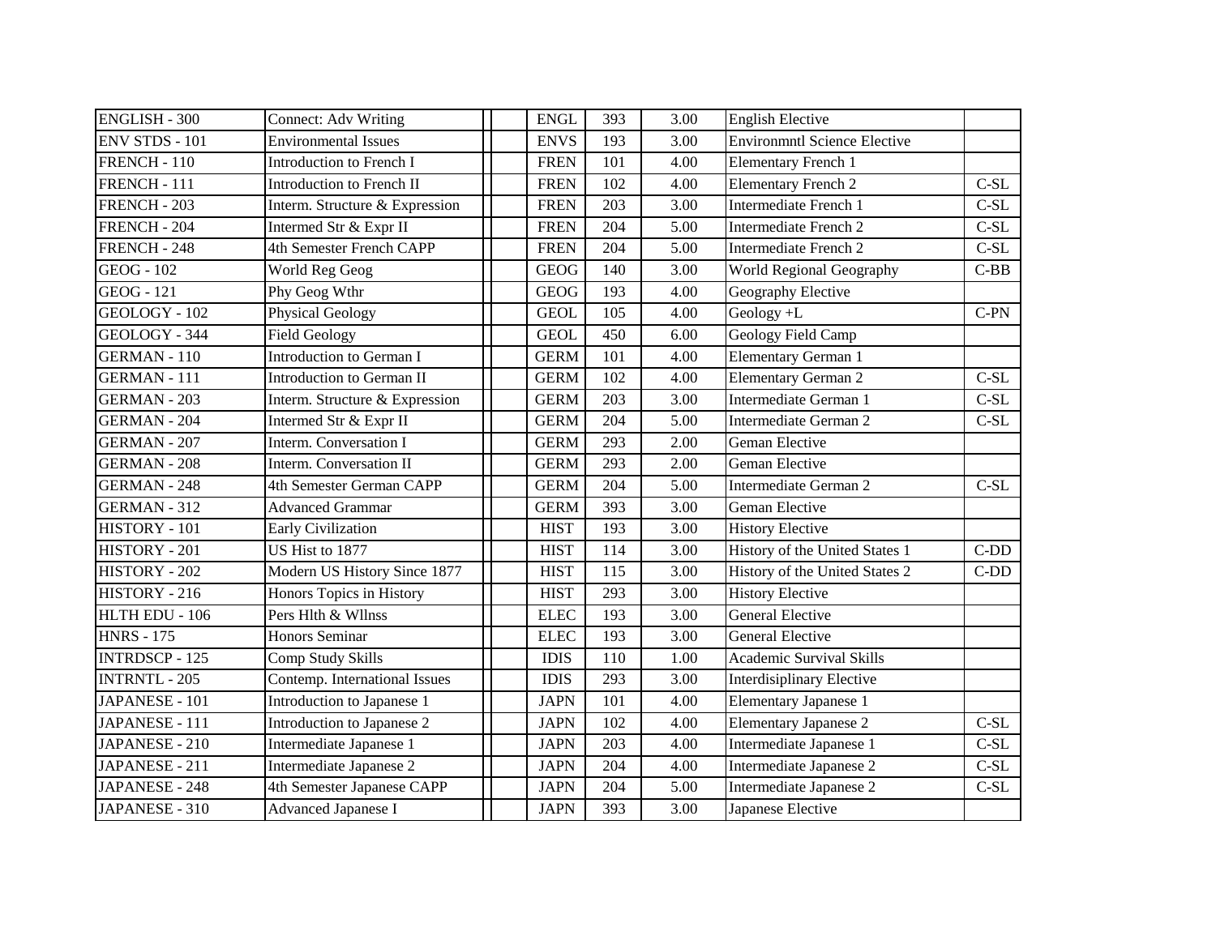| | | | | | | | | |
|---|---|---|---|---|---|---|---|---|
| ENGLISH - 300 | Connect: Adv Writing | | | ENGL | 393 | 3.00 | English Elective | |
| ENV STDS - 101 | Environmental Issues | | | ENVS | 193 | 3.00 | Environmntl Science Elective | |
| FRENCH - 110 | Introduction to French I | | | FREN | 101 | 4.00 | Elementary French 1 | |
| FRENCH - 111 | Introduction to French II | | | FREN | 102 | 4.00 | Elementary French 2 | C-SL |
| FRENCH - 203 | Interm. Structure & Expression | | | FREN | 203 | 3.00 | Intermediate French 1 | C-SL |
| FRENCH - 204 | Intermed Str & Expr II | | | FREN | 204 | 5.00 | Intermediate French 2 | C-SL |
| FRENCH - 248 | 4th Semester French CAPP | | | FREN | 204 | 5.00 | Intermediate French 2 | C-SL |
| GEOG - 102 | World Reg Geog | | | GEOG | 140 | 3.00 | World Regional Geography | C-BB |
| GEOG - 121 | Phy Geog Wthr | | | GEOG | 193 | 4.00 | Geography Elective | |
| GEOLOGY - 102 | Physical Geology | | | GEOL | 105 | 4.00 | Geology +L | C-PN |
| GEOLOGY - 344 | Field Geology | | | GEOL | 450 | 6.00 | Geology Field Camp | |
| GERMAN - 110 | Introduction to German I | | | GERM | 101 | 4.00 | Elementary German 1 | |
| GERMAN - 111 | Introduction to German II | | | GERM | 102 | 4.00 | Elementary German 2 | C-SL |
| GERMAN - 203 | Interm. Structure & Expression | | | GERM | 203 | 3.00 | Intermediate German 1 | C-SL |
| GERMAN - 204 | Intermed Str & Expr II | | | GERM | 204 | 5.00 | Intermediate German 2 | C-SL |
| GERMAN - 207 | Interm. Conversation I | | | GERM | 293 | 2.00 | Geman Elective | |
| GERMAN - 208 | Interm. Conversation II | | | GERM | 293 | 2.00 | Geman Elective | |
| GERMAN - 248 | 4th Semester German CAPP | | | GERM | 204 | 5.00 | Intermediate German 2 | C-SL |
| GERMAN - 312 | Advanced Grammar | | | GERM | 393 | 3.00 | Geman Elective | |
| HISTORY - 101 | Early Civilization | | | HIST | 193 | 3.00 | History Elective | |
| HISTORY - 201 | US Hist to 1877 | | | HIST | 114 | 3.00 | History of the United States 1 | C-DD |
| HISTORY - 202 | Modern US History Since 1877 | | | HIST | 115 | 3.00 | History of the United States 2 | C-DD |
| HISTORY - 216 | Honors Topics in History | | | HIST | 293 | 3.00 | History Elective | |
| HLTH EDU - 106 | Pers Hlth & Wllnss | | | ELEC | 193 | 3.00 | General Elective | |
| HNRS - 175 | Honors Seminar | | | ELEC | 193 | 3.00 | General Elective | |
| INTRDSCP - 125 | Comp Study Skills | | | IDIS | 110 | 1.00 | Academic Survival Skills | |
| INTRNTL - 205 | Contemp. International Issues | | | IDIS | 293 | 3.00 | Interdisiplinary Elective | |
| JAPANESE - 101 | Introduction to Japanese 1 | | | JAPN | 101 | 4.00 | Elementary Japanese 1 | |
| JAPANESE - 111 | Introduction to Japanese 2 | | | JAPN | 102 | 4.00 | Elementary Japanese 2 | C-SL |
| JAPANESE - 210 | Intermediate Japanese 1 | | | JAPN | 203 | 4.00 | Intermediate Japanese 1 | C-SL |
| JAPANESE - 211 | Intermediate Japanese 2 | | | JAPN | 204 | 4.00 | Intermediate Japanese 2 | C-SL |
| JAPANESE - 248 | 4th Semester Japanese CAPP | | | JAPN | 204 | 5.00 | Intermediate Japanese 2 | C-SL |
| JAPANESE - 310 | Advanced Japanese I | | | JAPN | 393 | 3.00 | Japanese Elective | |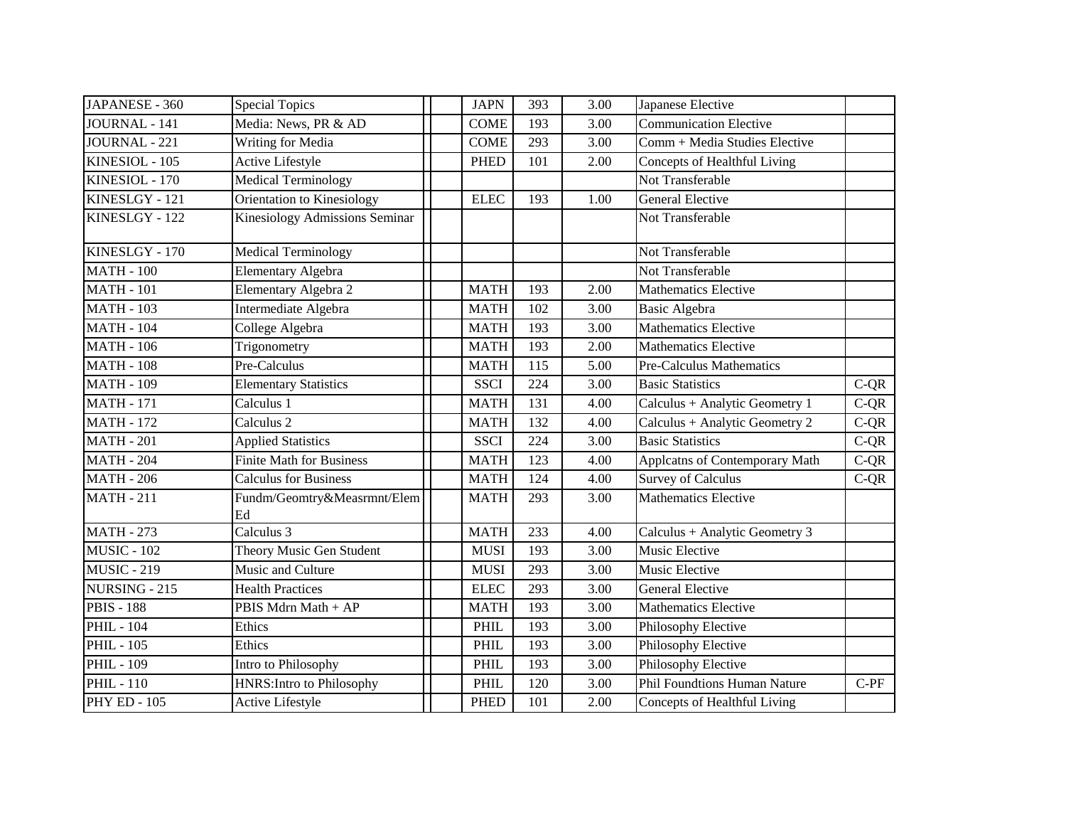| | | | | | | | |
|---|---|---|---|---|---|---|---|
| JAPANESE - 360 | Special Topics | | JAPN | 393 | 3.00 | Japanese Elective | |
| JOURNAL - 141 | Media: News, PR & AD | | COME | 193 | 3.00 | Communication Elective | |
| JOURNAL - 221 | Writing for Media | | COME | 293 | 3.00 | Comm + Media Studies Elective | |
| KINESIOL - 105 | Active Lifestyle | | PHED | 101 | 2.00 | Concepts of Healthful Living | |
| KINESIOL - 170 | Medical Terminology | | | | | Not Transferable | |
| KINESLGY - 121 | Orientation to Kinesiology | | ELEC | 193 | 1.00 | General Elective | |
| KINESLGY - 122 | Kinesiology Admissions Seminar | | | | | Not Transferable | |
| KINESLGY - 170 | Medical Terminology | | | | | Not Transferable | |
| MATH - 100 | Elementary Algebra | | | | | Not Transferable | |
| MATH - 101 | Elementary Algebra 2 | | MATH | 193 | 2.00 | Mathematics Elective | |
| MATH - 103 | Intermediate Algebra | | MATH | 102 | 3.00 | Basic Algebra | |
| MATH - 104 | College Algebra | | MATH | 193 | 3.00 | Mathematics Elective | |
| MATH - 106 | Trigonometry | | MATH | 193 | 2.00 | Mathematics Elective | |
| MATH - 108 | Pre-Calculus | | MATH | 115 | 5.00 | Pre-Calculus Mathematics | |
| MATH - 109 | Elementary Statistics | | SSCI | 224 | 3.00 | Basic Statistics | C-QR |
| MATH - 171 | Calculus 1 | | MATH | 131 | 4.00 | Calculus + Analytic Geometry 1 | C-QR |
| MATH - 172 | Calculus 2 | | MATH | 132 | 4.00 | Calculus + Analytic Geometry 2 | C-QR |
| MATH - 201 | Applied Statistics | | SSCI | 224 | 3.00 | Basic Statistics | C-QR |
| MATH - 204 | Finite Math for Business | | MATH | 123 | 4.00 | Applcatns of Contemporary Math | C-QR |
| MATH - 206 | Calculus for Business | | MATH | 124 | 4.00 | Survey of Calculus | C-QR |
| MATH - 211 | Fundm/Geomtry&Measrmnt/Elem Ed | | MATH | 293 | 3.00 | Mathematics Elective | |
| MATH - 273 | Calculus 3 | | MATH | 233 | 4.00 | Calculus + Analytic Geometry 3 | |
| MUSIC - 102 | Theory Music Gen Student | | MUSI | 193 | 3.00 | Music Elective | |
| MUSIC - 219 | Music and Culture | | MUSI | 293 | 3.00 | Music Elective | |
| NURSING - 215 | Health Practices | | ELEC | 293 | 3.00 | General Elective | |
| PBIS - 188 | PBIS Mdrn Math + AP | | MATH | 193 | 3.00 | Mathematics Elective | |
| PHIL - 104 | Ethics | | PHIL | 193 | 3.00 | Philosophy Elective | |
| PHIL - 105 | Ethics | | PHIL | 193 | 3.00 | Philosophy Elective | |
| PHIL - 109 | Intro to Philosophy | | PHIL | 193 | 3.00 | Philosophy Elective | |
| PHIL - 110 | HNRS:Intro to Philosophy | | PHIL | 120 | 3.00 | Phil Foundtions Human Nature | C-PF |
| PHY ED - 105 | Active Lifestyle | | PHED | 101 | 2.00 | Concepts of Healthful Living | |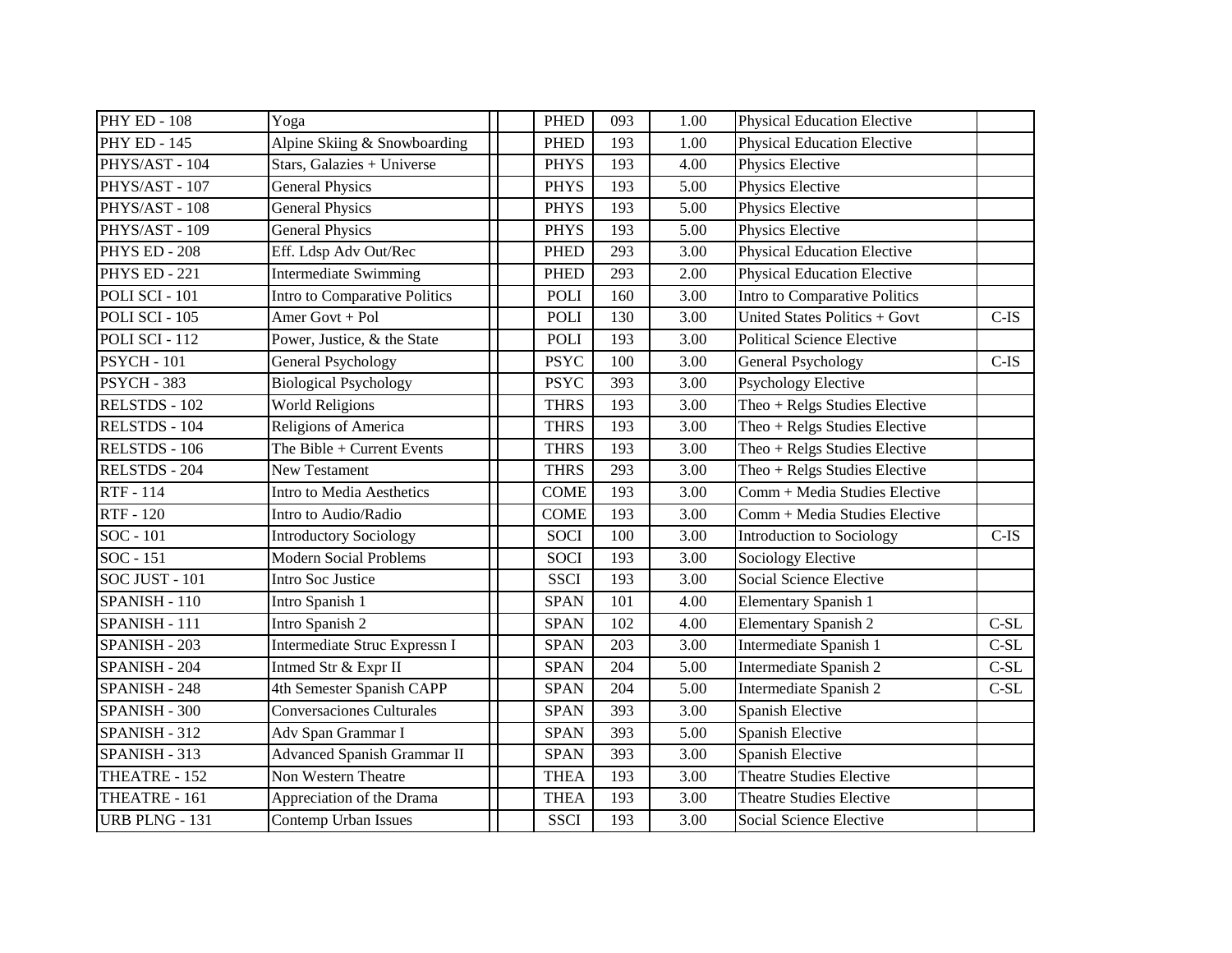| | | | | | | | | |
|---|---|---|---|---|---|---|---|---|
| PHY ED - 108 | Yoga | | | PHED | 093 | 1.00 | Physical Education Elective | |
| PHY ED - 145 | Alpine Skiing & Snowboarding | | | PHED | 193 | 1.00 | Physical Education Elective | |
| PHYS/AST - 104 | Stars, Galazies + Universe | | | PHYS | 193 | 4.00 | Physics Elective | |
| PHYS/AST - 107 | General Physics | | | PHYS | 193 | 5.00 | Physics Elective | |
| PHYS/AST - 108 | General Physics | | | PHYS | 193 | 5.00 | Physics Elective | |
| PHYS/AST - 109 | General Physics | | | PHYS | 193 | 5.00 | Physics Elective | |
| PHYS ED - 208 | Eff. Ldsp Adv Out/Rec | | | PHED | 293 | 3.00 | Physical Education Elective | |
| PHYS ED - 221 | Intermediate Swimming | | | PHED | 293 | 2.00 | Physical Education Elective | |
| POLI SCI - 101 | Intro to Comparative Politics | | | POLI | 160 | 3.00 | Intro to Comparative Politics | |
| POLI SCI - 105 | Amer Govt + Pol | | | POLI | 130 | 3.00 | United States Politics + Govt | C-IS |
| POLI SCI - 112 | Power, Justice, & the State | | | POLI | 193 | 3.00 | Political Science Elective | |
| PSYCH - 101 | General Psychology | | | PSYC | 100 | 3.00 | General Psychology | C-IS |
| PSYCH - 383 | Biological Psychology | | | PSYC | 393 | 3.00 | Psychology Elective | |
| RELSTDS - 102 | World Religions | | | THRS | 193 | 3.00 | Theo + Relgs Studies Elective | |
| RELSTDS - 104 | Religions of America | | | THRS | 193 | 3.00 | Theo + Relgs Studies Elective | |
| RELSTDS - 106 | The Bible + Current Events | | | THRS | 193 | 3.00 | Theo + Relgs Studies Elective | |
| RELSTDS - 204 | New Testament | | | THRS | 293 | 3.00 | Theo + Relgs Studies Elective | |
| RTF - 114 | Intro to Media Aesthetics | | | COME | 193 | 3.00 | Comm + Media Studies Elective | |
| RTF - 120 | Intro to Audio/Radio | | | COME | 193 | 3.00 | Comm + Media Studies Elective | |
| SOC - 101 | Introductory Sociology | | | SOCI | 100 | 3.00 | Introduction to Sociology | C-IS |
| SOC - 151 | Modern Social Problems | | | SOCI | 193 | 3.00 | Sociology Elective | |
| SOC JUST - 101 | Intro Soc Justice | | | SSCI | 193 | 3.00 | Social Science Elective | |
| SPANISH - 110 | Intro Spanish 1 | | | SPAN | 101 | 4.00 | Elementary Spanish 1 | |
| SPANISH - 111 | Intro Spanish 2 | | | SPAN | 102 | 4.00 | Elementary Spanish 2 | C-SL |
| SPANISH - 203 | Intermediate Struc Expressn I | | | SPAN | 203 | 3.00 | Intermediate Spanish 1 | C-SL |
| SPANISH - 204 | Intmed Str & Expr II | | | SPAN | 204 | 5.00 | Intermediate Spanish 2 | C-SL |
| SPANISH - 248 | 4th Semester Spanish CAPP | | | SPAN | 204 | 5.00 | Intermediate Spanish 2 | C-SL |
| SPANISH - 300 | Conversaciones Culturales | | | SPAN | 393 | 3.00 | Spanish Elective | |
| SPANISH - 312 | Adv Span Grammar I | | | SPAN | 393 | 5.00 | Spanish Elective | |
| SPANISH - 313 | Advanced Spanish Grammar II | | | SPAN | 393 | 3.00 | Spanish Elective | |
| THEATRE - 152 | Non Western Theatre | | | THEA | 193 | 3.00 | Theatre Studies Elective | |
| THEATRE - 161 | Appreciation of the Drama | | | THEA | 193 | 3.00 | Theatre Studies Elective | |
| URB PLNG - 131 | Contemp Urban Issues | | | SSCI | 193 | 3.00 | Social Science Elective | |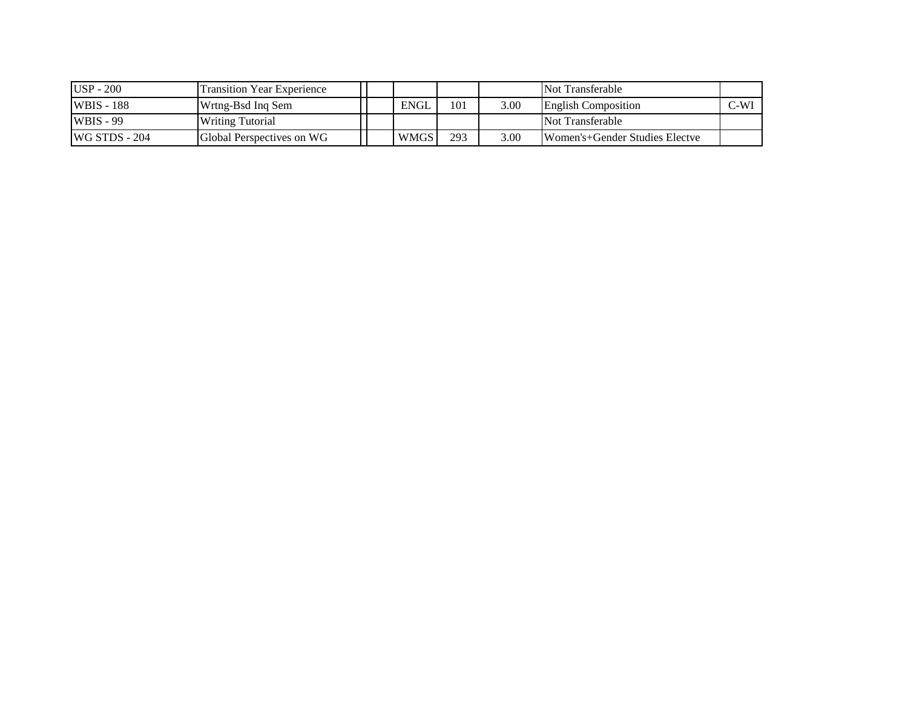| | | | | | | | | |
|---|---|---|---|---|---|---|---|---|
| USP - 200 | Transition Year Experience | | | | | | Not Transferable | |
| WBIS - 188 | Wrtng-Bsd Inq Sem | | | ENGL | 101 | 3.00 | English Composition | C-WI |
| WBIS - 99 | Writing Tutorial | | | | | | Not Transferable | |
| WG STDS - 204 | Global Perspectives on WG | | | WMGS | 293 | 3.00 | Women's+Gender Studies Electve | |